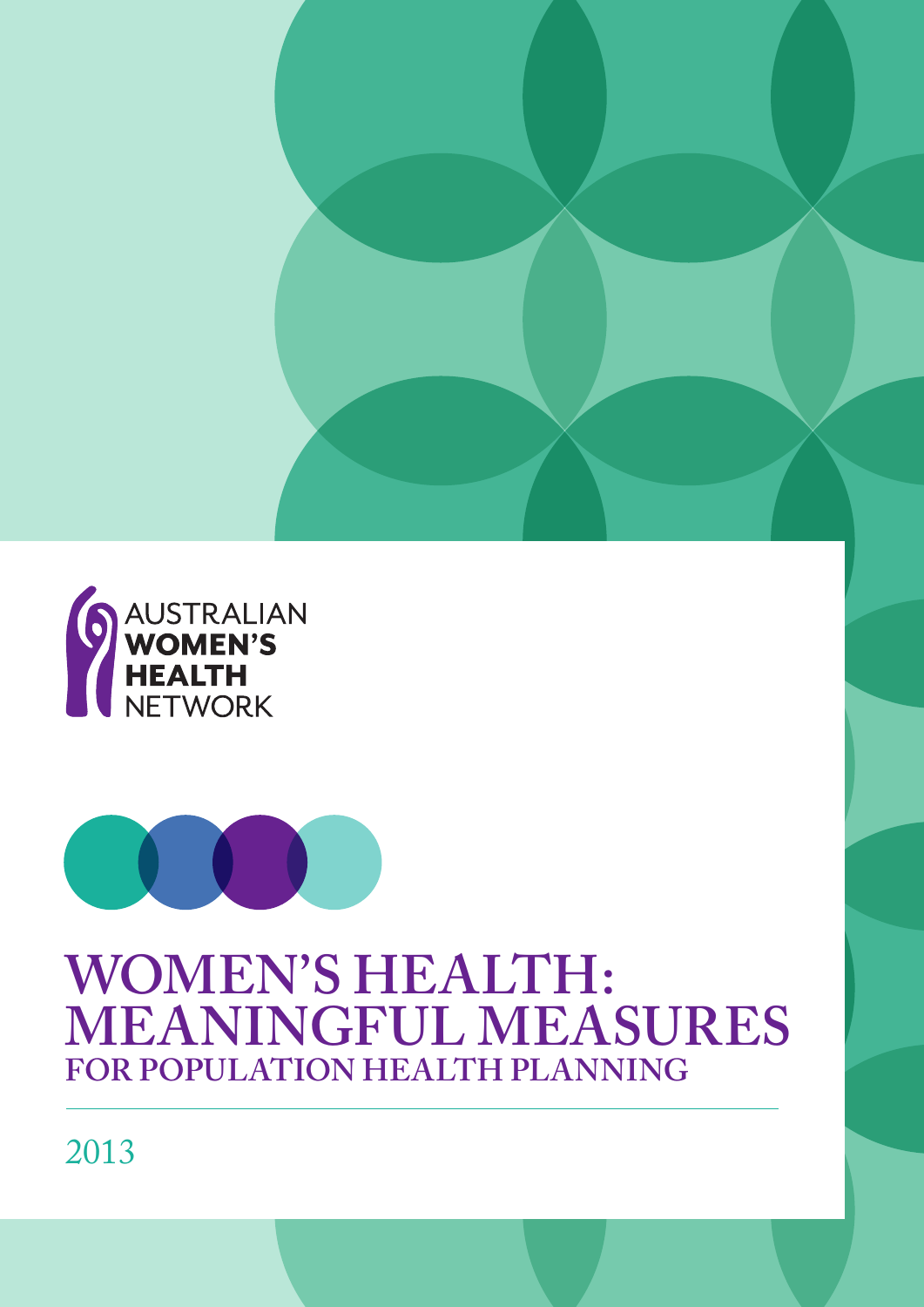AUSTRALIAN
**WOMEN'S**
**HEALTH**
NETWORK

# WOMEN'S HEALTH: MEANINGFUL MEASURES

## FOR POPULATION HEALTH PLANNING

2013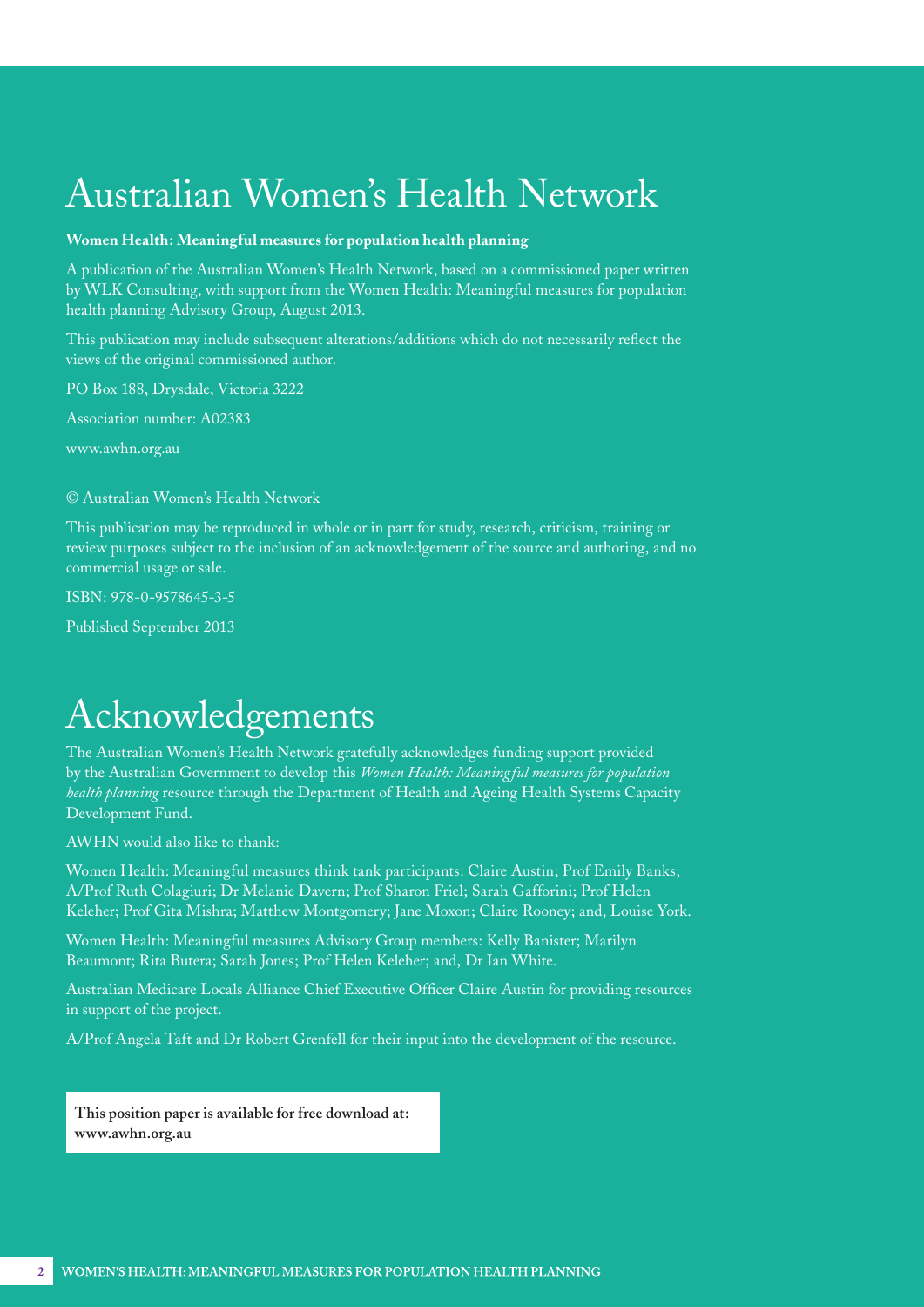# Australian Women's Health Network

**Women Health: Meaningful measures for population health planning**

A publication of the Australian Women's Health Network, based on a commissioned paper written by WLK Consulting, with support from the Women Health: Meaningful measures for population health planning Advisory Group, August 2013.

This publication may include subsequent alterations/additions which do not necessarily reflect the views of the original commissioned author.

PO Box 188, Drysdale, Victoria 3222

Association number: A02383

www.awhn.org.au

© Australian Women's Health Network

This publication may be reproduced in whole or in part for study, research, criticism, training or review purposes subject to the inclusion of an acknowledgement of the source and authoring, and no commercial usage or sale.

ISBN: 978-0-9578645-3-5

Published September 2013

# Acknowledgements

The Australian Women's Health Network gratefully acknowledges funding support provided by the Australian Government to develop this *Women Health: Meaningful measures for population health planning* resource through the Department of Health and Ageing Health Systems Capacity Development Fund.

AWHN would also like to thank:

Women Health: Meaningful measures think tank participants: Claire Austin; Prof Emily Banks; A/Prof Ruth Colagiuri; Dr Melanie Davern; Prof Sharon Friel; Sarah Gafforini; Prof Helen Keleher; Prof Gita Mishra; Matthew Montgomery; Jane Moxon; Claire Rooney; and, Louise York.

Women Health: Meaningful measures Advisory Group members: Kelly Banister; Marilyn Beaumont; Rita Butera; Sarah Jones; Prof Helen Keleher; and, Dr Ian White.

Australian Medicare Locals Alliance Chief Executive Officer Claire Austin for providing resources in support of the project.

A/Prof Angela Taft and Dr Robert Grenfell for their input into the development of the resource.

**This position paper is available for free download at: www.awhn.org.au**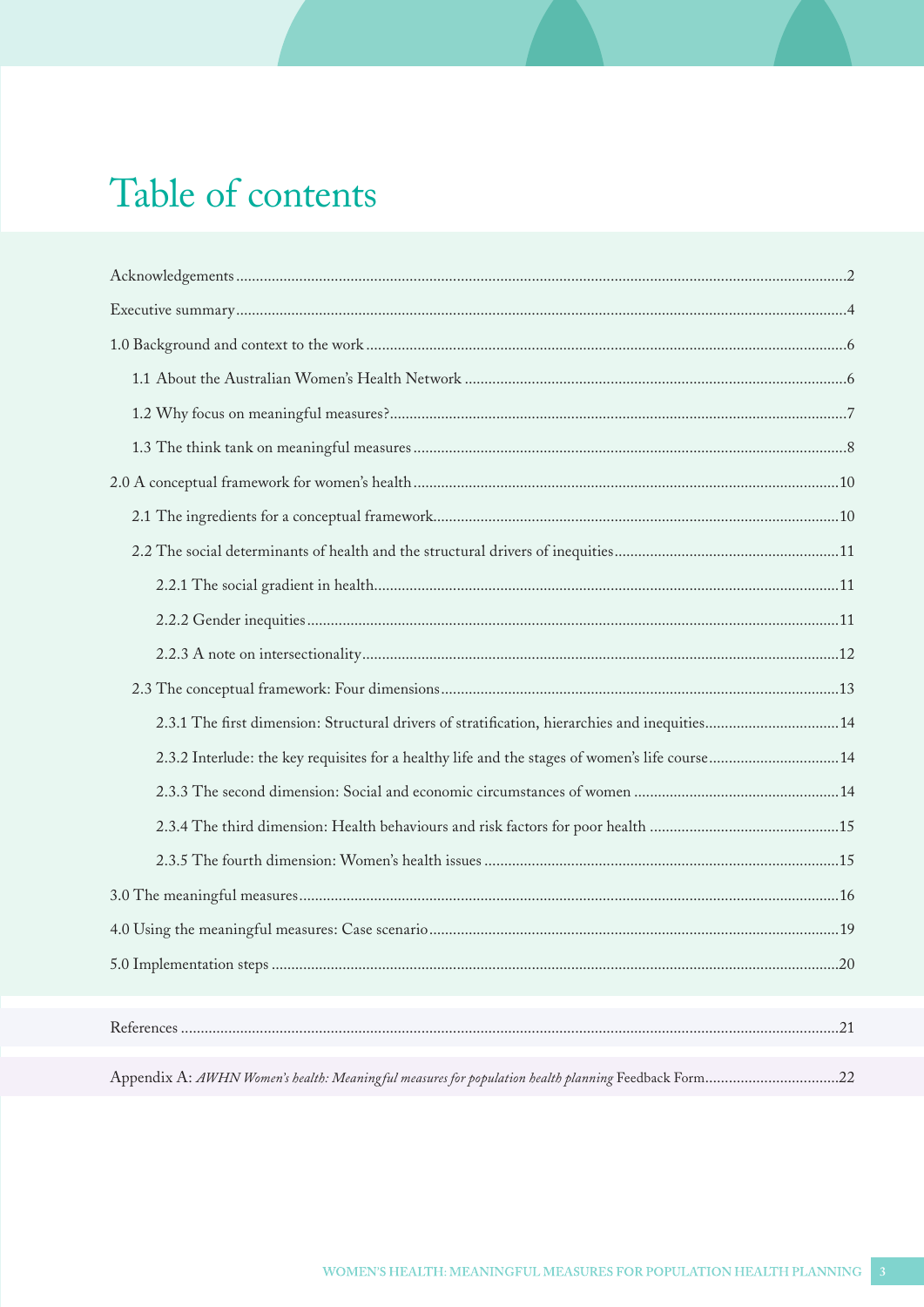# Table of contents

- Acknowledgements ..... 2
- Executive summary ..... 4
- 1.0 Background and context to the work ..... 6
  - 1.1 About the Australian Women's Health Network ..... 6
  - 1.2 Why focus on meaningful measures? ..... 7
  - 1.3 The think tank on meaningful measures ..... 8
- 2.0 A conceptual framework for women's health ..... 10
  - 2.1 The ingredients for a conceptual framework ..... 10
  - 2.2 The social determinants of health and the structural drivers of inequities ..... 11
    - 2.2.1 The social gradient in health ..... 11
    - 2.2.2 Gender inequities ..... 11
    - 2.2.3 A note on intersectionality ..... 12
  - 2.3 The conceptual framework: Four dimensions ..... 13
    - 2.3.1 The first dimension: Structural drivers of stratification, hierarchies and inequities ..... 14
    - 2.3.2 Interlude: the key requisites for a healthy life and the stages of women's life course ..... 14
    - 2.3.3 The second dimension: Social and economic circumstances of women ..... 14
    - 2.3.4 The third dimension: Health behaviours and risk factors for poor health ..... 15
    - 2.3.5 The fourth dimension: Women's health issues ..... 15
- 3.0 The meaningful measures ..... 16
- 4.0 Using the meaningful measures: Case scenario ..... 19
- 5.0 Implementation steps ..... 20

- References ..... 21

- Appendix A: *AWHN Women's health: Meaningful measures for population health planning* Feedback Form ..... 22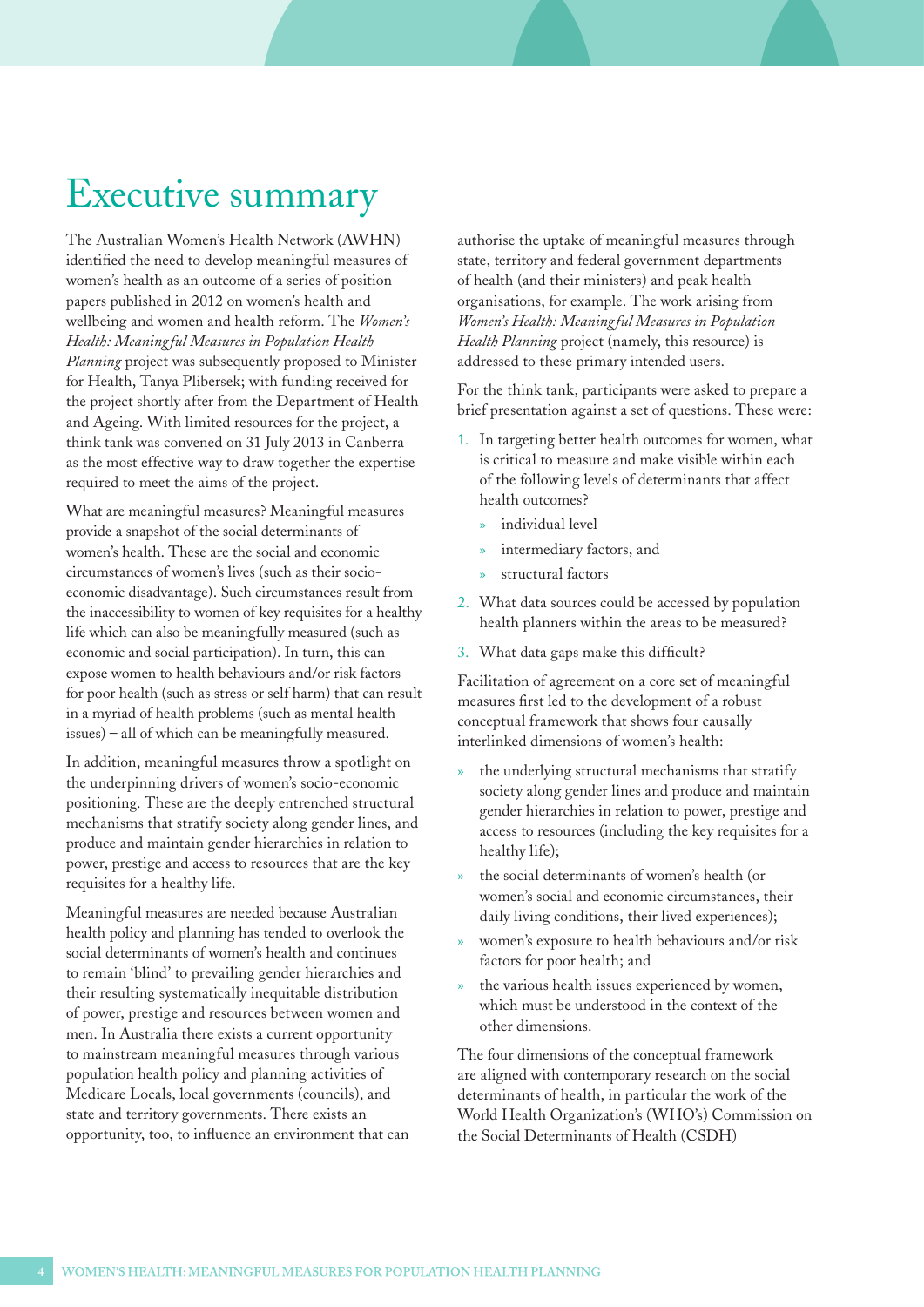# Executive summary

The Australian Women's Health Network (AWHN) identified the need to develop meaningful measures of women's health as an outcome of a series of position papers published in 2012 on women's health and wellbeing and women and health reform. The *Women's Health: Meaningful Measures in Population Health Planning* project was subsequently proposed to Minister for Health, Tanya Plibersek; with funding received for the project shortly after from the Department of Health and Ageing. With limited resources for the project, a think tank was convened on 31 July 2013 in Canberra as the most effective way to draw together the expertise required to meet the aims of the project.

What are meaningful measures? Meaningful measures provide a snapshot of the social determinants of women's health. These are the social and economic circumstances of women's lives (such as their socio-economic disadvantage). Such circumstances result from the inaccessibility to women of key requisites for a healthy life which can also be meaningfully measured (such as economic and social participation). In turn, this can expose women to health behaviours and/or risk factors for poor health (such as stress or self harm) that can result in a myriad of health problems (such as mental health issues) – all of which can be meaningfully measured.

In addition, meaningful measures throw a spotlight on the underpinning drivers of women's socio-economic positioning. These are the deeply entrenched structural mechanisms that stratify society along gender lines, and produce and maintain gender hierarchies in relation to power, prestige and access to resources that are the key requisites for a healthy life.

Meaningful measures are needed because Australian health policy and planning has tended to overlook the social determinants of women's health and continues to remain 'blind' to prevailing gender hierarchies and their resulting systematically inequitable distribution of power, prestige and resources between women and men. In Australia there exists a current opportunity to mainstream meaningful measures through various population health policy and planning activities of Medicare Locals, local governments (councils), and state and territory governments. There exists an opportunity, too, to influence an environment that can authorise the uptake of meaningful measures through state, territory and federal government departments of health (and their ministers) and peak health organisations, for example. The work arising from *Women's Health: Meaningful Measures in Population Health Planning* project (namely, this resource) is addressed to these primary intended users.

For the think tank, participants were asked to prepare a brief presentation against a set of questions. These were:

1. In targeting better health outcomes for women, what is critical to measure and make visible within each of the following levels of determinants that affect health outcomes?
    - individual level
    - intermediary factors, and
    - structural factors
2. What data sources could be accessed by population health planners within the areas to be measured?
3. What data gaps make this difficult?

Facilitation of agreement on a core set of meaningful measures first led to the development of a robust conceptual framework that shows four causally interlinked dimensions of women's health:

- the underlying structural mechanisms that stratify society along gender lines and produce and maintain gender hierarchies in relation to power, prestige and access to resources (including the key requisites for a healthy life);
- the social determinants of women's health (or women's social and economic circumstances, their daily living conditions, their lived experiences);
- women's exposure to health behaviours and/or risk factors for poor health; and
- the various health issues experienced by women, which must be understood in the context of the other dimensions.

The four dimensions of the conceptual framework are aligned with contemporary research on the social determinants of health, in particular the work of the World Health Organization's (WHO's) Commission on the Social Determinants of Health (CSDH)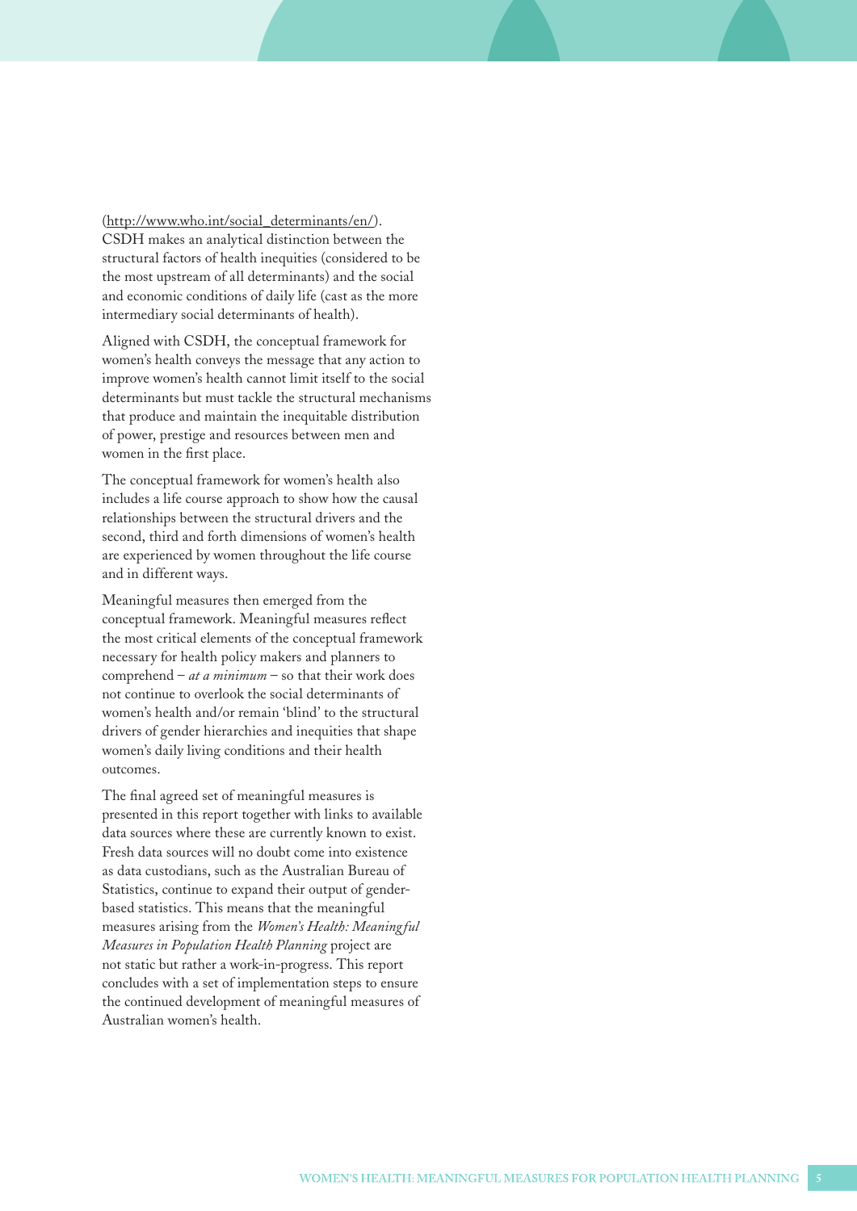(http://www.who.int/social_determinants/en/). CSDH makes an analytical distinction between the structural factors of health inequities (considered to be the most upstream of all determinants) and the social and economic conditions of daily life (cast as the more intermediary social determinants of health).

Aligned with CSDH, the conceptual framework for women's health conveys the message that any action to improve women's health cannot limit itself to the social determinants but must tackle the structural mechanisms that produce and maintain the inequitable distribution of power, prestige and resources between men and women in the first place.

The conceptual framework for women's health also includes a life course approach to show how the causal relationships between the structural drivers and the second, third and forth dimensions of women's health are experienced by women throughout the life course and in different ways.

Meaningful measures then emerged from the conceptual framework. Meaningful measures reflect the most critical elements of the conceptual framework necessary for health policy makers and planners to comprehend – *at a minimum* – so that their work does not continue to overlook the social determinants of women's health and/or remain 'blind' to the structural drivers of gender hierarchies and inequities that shape women's daily living conditions and their health outcomes.

The final agreed set of meaningful measures is presented in this report together with links to available data sources where these are currently known to exist. Fresh data sources will no doubt come into existence as data custodians, such as the Australian Bureau of Statistics, continue to expand their output of gender-based statistics. This means that the meaningful measures arising from the *Women's Health: Meaningful Measures in Population Health Planning* project are not static but rather a work-in-progress. This report concludes with a set of implementation steps to ensure the continued development of meaningful measures of Australian women's health.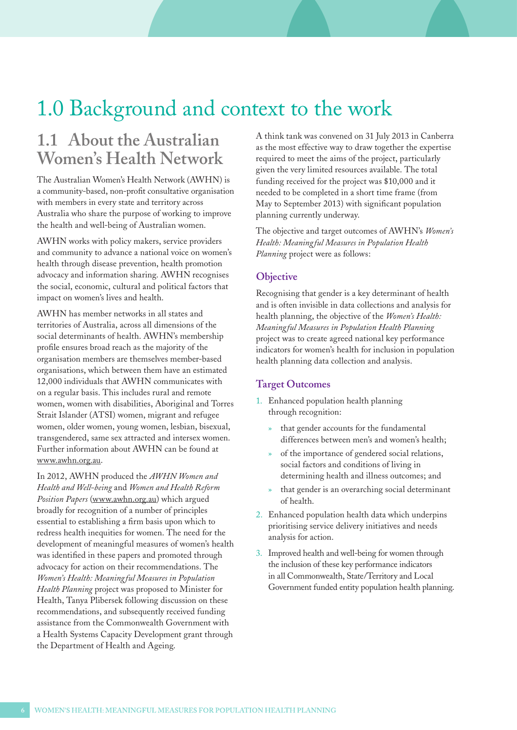# 1.0 Background and context to the work

## 1.1 About the Australian Women's Health Network

The Australian Women's Health Network (AWHN) is a community-based, non-profit consultative organisation with members in every state and territory across Australia who share the purpose of working to improve the health and well-being of Australian women.

AWHN works with policy makers, service providers and community to advance a national voice on women's health through disease prevention, health promotion advocacy and information sharing. AWHN recognises the social, economic, cultural and political factors that impact on women's lives and health.

AWHN has member networks in all states and territories of Australia, across all dimensions of the social determinants of health. AWHN's membership profile ensures broad reach as the majority of the organisation members are themselves member-based organisations, which between them have an estimated 12,000 individuals that AWHN communicates with on a regular basis. This includes rural and remote women, women with disabilities, Aboriginal and Torres Strait Islander (ATSI) women, migrant and refugee women, older women, young women, lesbian, bisexual, transgendered, same sex attracted and intersex women. Further information about AWHN can be found at www.awhn.org.au.

In 2012, AWHN produced the *AWHN Women and Health and Well-being* and *Women and Health Reform Position Papers* (www.awhn.org.au) which argued broadly for recognition of a number of principles essential to establishing a firm basis upon which to redress health inequities for women. The need for the development of meaningful measures of women's health was identified in these papers and promoted through advocacy for action on their recommendations. The *Women's Health: Meaningful Measures in Population Health Planning* project was proposed to Minister for Health, Tanya Plibersek following discussion on these recommendations, and subsequently received funding assistance from the Commonwealth Government with a Health Systems Capacity Development grant through the Department of Health and Ageing.

A think tank was convened on 31 July 2013 in Canberra as the most effective way to draw together the expertise required to meet the aims of the project, particularly given the very limited resources available. The total funding received for the project was $10,000 and it needed to be completed in a short time frame (from May to September 2013) with significant population planning currently underway.

The objective and target outcomes of AWHN's *Women's Health: Meaningful Measures in Population Health Planning* project were as follows:

### Objective

Recognising that gender is a key determinant of health and is often invisible in data collections and analysis for health planning, the objective of the *Women's Health: Meaningful Measures in Population Health Planning* project was to create agreed national key performance indicators for women's health for inclusion in population health planning data collection and analysis.

### Target Outcomes

1. Enhanced population health planning through recognition:
   - that gender accounts for the fundamental differences between men's and women's health;
   - of the importance of gendered social relations, social factors and conditions of living in determining health and illness outcomes; and
   - that gender is an overarching social determinant of health.
2. Enhanced population health data which underpins prioritising service delivery initiatives and needs analysis for action.
3. Improved health and well-being for women through the inclusion of these key performance indicators in all Commonwealth, State/Territory and Local Government funded entity population health planning.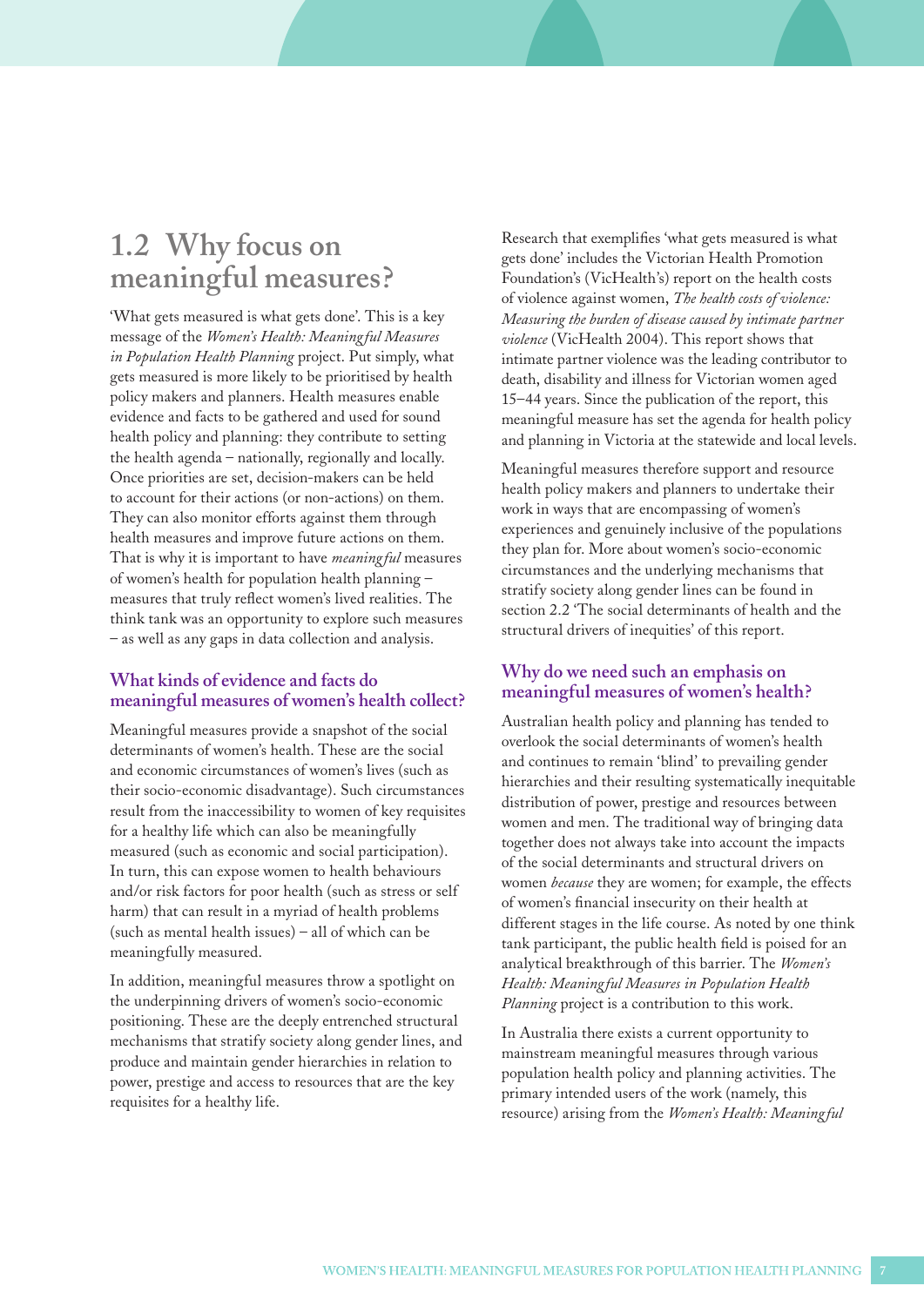## 1.2 Why focus on meaningful measures?

'What gets measured is what gets done'. This is a key message of the *Women's Health: Meaningful Measures in Population Health Planning* project. Put simply, what gets measured is more likely to be prioritised by health policy makers and planners. Health measures enable evidence and facts to be gathered and used for sound health policy and planning: they contribute to setting the health agenda – nationally, regionally and locally. Once priorities are set, decision-makers can be held to account for their actions (or non-actions) on them. They can also monitor efforts against them through health measures and improve future actions on them. That is why it is important to have *meaningful* measures of women's health for population health planning – measures that truly reflect women's lived realities. The think tank was an opportunity to explore such measures – as well as any gaps in data collection and analysis.

### What kinds of evidence and facts do meaningful measures of women's health collect?

Meaningful measures provide a snapshot of the social determinants of women's health. These are the social and economic circumstances of women's lives (such as their socio-economic disadvantage). Such circumstances result from the inaccessibility to women of key requisites for a healthy life which can also be meaningfully measured (such as economic and social participation). In turn, this can expose women to health behaviours and/or risk factors for poor health (such as stress or self harm) that can result in a myriad of health problems (such as mental health issues) – all of which can be meaningfully measured.

In addition, meaningful measures throw a spotlight on the underpinning drivers of women's socio-economic positioning. These are the deeply entrenched structural mechanisms that stratify society along gender lines, and produce and maintain gender hierarchies in relation to power, prestige and access to resources that are the key requisites for a healthy life.

Research that exemplifies 'what gets measured is what gets done' includes the Victorian Health Promotion Foundation's (VicHealth's) report on the health costs of violence against women, *The health costs of violence: Measuring the burden of disease caused by intimate partner violence* (VicHealth 2004). This report shows that intimate partner violence was the leading contributor to death, disability and illness for Victorian women aged 15–44 years. Since the publication of the report, this meaningful measure has set the agenda for health policy and planning in Victoria at the statewide and local levels.

Meaningful measures therefore support and resource health policy makers and planners to undertake their work in ways that are encompassing of women's experiences and genuinely inclusive of the populations they plan for. More about women's socio-economic circumstances and the underlying mechanisms that stratify society along gender lines can be found in section 2.2 'The social determinants of health and the structural drivers of inequities' of this report.

### Why do we need such an emphasis on meaningful measures of women's health?

Australian health policy and planning has tended to overlook the social determinants of women's health and continues to remain 'blind' to prevailing gender hierarchies and their resulting systematically inequitable distribution of power, prestige and resources between women and men. The traditional way of bringing data together does not always take into account the impacts of the social determinants and structural drivers on women *because* they are women; for example, the effects of women's financial insecurity on their health at different stages in the life course. As noted by one think tank participant, the public health field is poised for an analytical breakthrough of this barrier. The *Women's Health: Meaningful Measures in Population Health Planning* project is a contribution to this work.

In Australia there exists a current opportunity to mainstream meaningful measures through various population health policy and planning activities. The primary intended users of the work (namely, this resource) arising from the *Women's Health: Meaningful*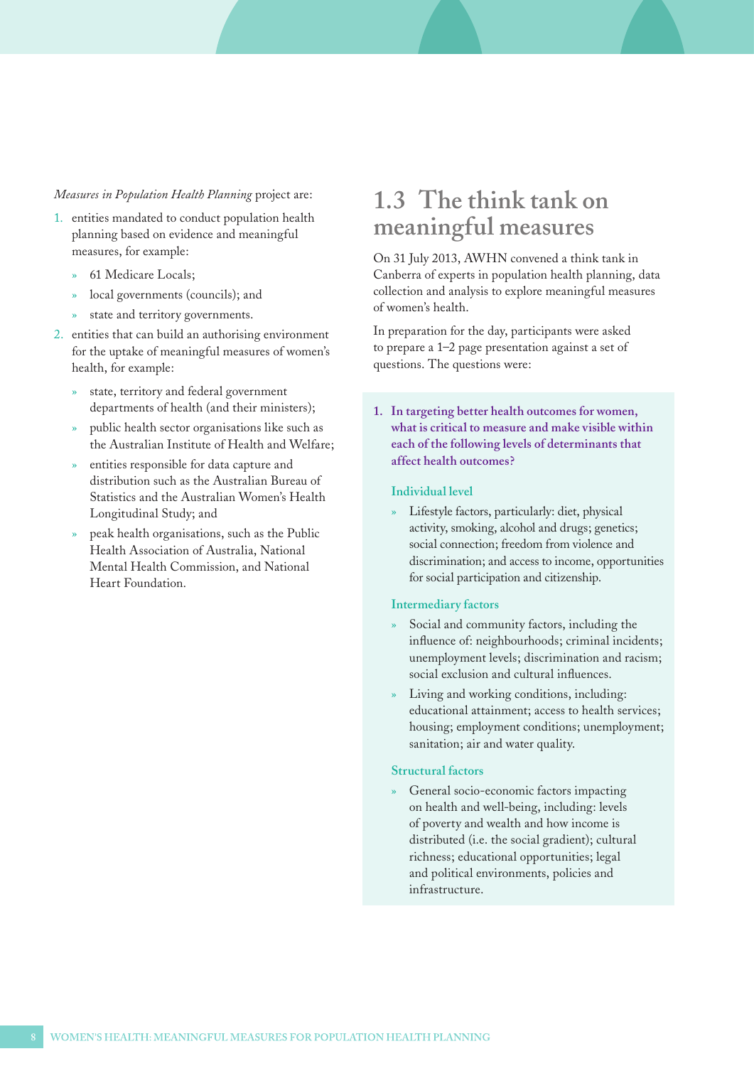*Measures in Population Health Planning* project are:

1. entities mandated to conduct population health planning based on evidence and meaningful measures, for example:
   - 61 Medicare Locals;
   - local governments (councils); and
   - state and territory governments.
2. entities that can build an authorising environment for the uptake of meaningful measures of women's health, for example:
   - state, territory and federal government departments of health (and their ministers);
   - public health sector organisations like such as the Australian Institute of Health and Welfare;
   - entities responsible for data capture and distribution such as the Australian Bureau of Statistics and the Australian Women's Health Longitudinal Study; and
   - peak health organisations, such as the Public Health Association of Australia, National Mental Health Commission, and National Heart Foundation.

## 1.3 The think tank on meaningful measures

On 31 July 2013, AWHN convened a think tank in Canberra of experts in population health planning, data collection and analysis to explore meaningful measures of women's health.

In preparation for the day, participants were asked to prepare a 1–2 page presentation against a set of questions. The questions were:

1. **In targeting better health outcomes for women, what is critical to measure and make visible within each of the following levels of determinants that affect health outcomes?**

#### Individual level

- Lifestyle factors, particularly: diet, physical activity, smoking, alcohol and drugs; genetics; social connection; freedom from violence and discrimination; and access to income, opportunities for social participation and citizenship.

#### Intermediary factors

- Social and community factors, including the influence of: neighbourhoods; criminal incidents; unemployment levels; discrimination and racism; social exclusion and cultural influences.
- Living and working conditions, including: educational attainment; access to health services; housing; employment conditions; unemployment; sanitation; air and water quality.

#### Structural factors

- General socio-economic factors impacting on health and well-being, including: levels of poverty and wealth and how income is distributed (i.e. the social gradient); cultural richness; educational opportunities; legal and political environments, policies and infrastructure.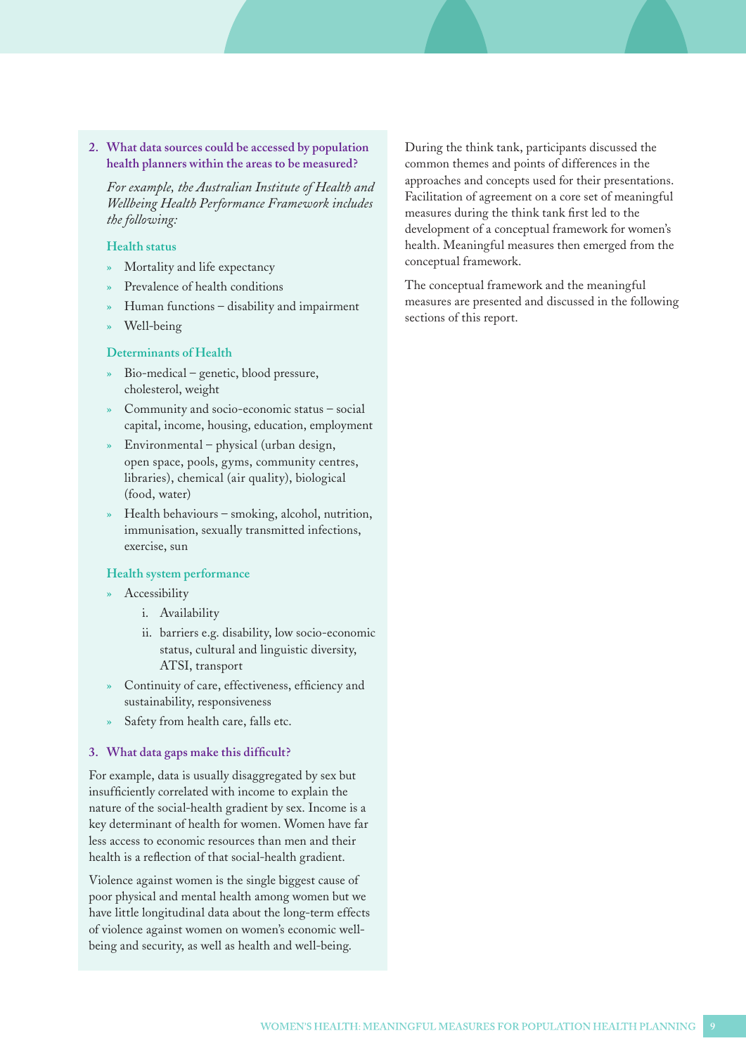2. **What data sources could be accessed by population health planners within the areas to be measured?**

   *For example, the Australian Institute of Health and Wellbeing Health Performance Framework includes the following:*

   **Health status**

   - Mortality and life expectancy
   - Prevalence of health conditions
   - Human functions – disability and impairment
   - Well-being

   **Determinants of Health**

   - Bio-medical – genetic, blood pressure, cholesterol, weight
   - Community and socio-economic status – social capital, income, housing, education, employment
   - Environmental – physical (urban design, open space, pools, gyms, community centres, libraries), chemical (air quality), biological (food, water)
   - Health behaviours – smoking, alcohol, nutrition, immunisation, sexually transmitted infections, exercise, sun

   **Health system performance**

   - Accessibility
     1. Availability
     2. barriers e.g. disability, low socio-economic status, cultural and linguistic diversity, ATSI, transport
   - Continuity of care, effectiveness, efficiency and sustainability, responsiveness
   - Safety from health care, falls etc.

3. **What data gaps make this difficult?**

For example, data is usually disaggregated by sex but insufficiently correlated with income to explain the nature of the social-health gradient by sex. Income is a key determinant of health for women. Women have far less access to economic resources than men and their health is a reflection of that social-health gradient.

Violence against women is the single biggest cause of poor physical and mental health among women but we have little longitudinal data about the long-term effects of violence against women on women's economic well-being and security, as well as health and well-being.

During the think tank, participants discussed the common themes and points of differences in the approaches and concepts used for their presentations. Facilitation of agreement on a core set of meaningful measures during the think tank first led to the development of a conceptual framework for women's health. Meaningful measures then emerged from the conceptual framework.

The conceptual framework and the meaningful measures are presented and discussed in the following sections of this report.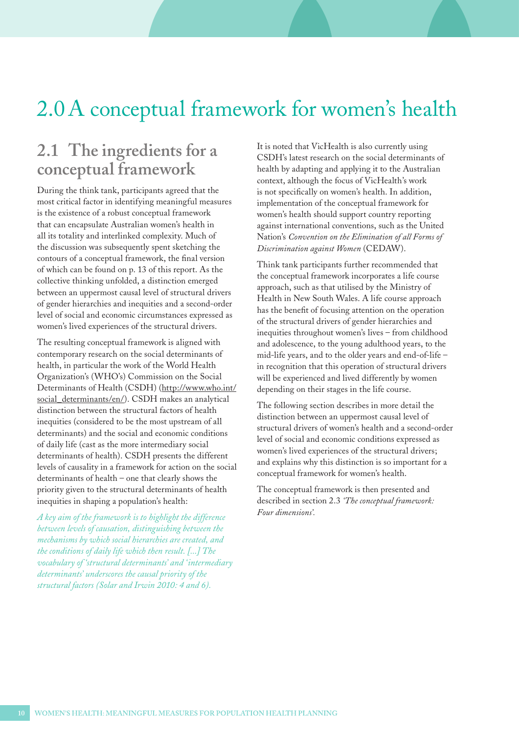# 2.0 A conceptual framework for women's health

## 2.1 The ingredients for a conceptual framework

During the think tank, participants agreed that the most critical factor in identifying meaningful measures is the existence of a robust conceptual framework that can encapsulate Australian women's health in all its totality and interlinked complexity. Much of the discussion was subsequently spent sketching the contours of a conceptual framework, the final version of which can be found on p. 13 of this report. As the collective thinking unfolded, a distinction emerged between an uppermost causal level of structural drivers of gender hierarchies and inequities and a second-order level of social and economic circumstances expressed as women's lived experiences of the structural drivers.

The resulting conceptual framework is aligned with contemporary research on the social determinants of health, in particular the work of the World Health Organization's (WHO's) Commission on the Social Determinants of Health (CSDH) (http://www.who.int/social_determinants/en/). CSDH makes an analytical distinction between the structural factors of health inequities (considered to be the most upstream of all determinants) and the social and economic conditions of daily life (cast as the more intermediary social determinants of health). CSDH presents the different levels of causality in a framework for action on the social determinants of health – one that clearly shows the priority given to the structural determinants of health inequities in shaping a population's health:

*A key aim of the framework is to highlight the difference between levels of causation, distinguishing between the mechanisms by which social hierarchies are created, and the conditions of daily life which then result. [...] The vocabulary of 'structural determinants' and 'intermediary determinants' underscores the causal priority of the structural factors (Solar and Irwin 2010: 4 and 6).*

It is noted that VicHealth is also currently using CSDH's latest research on the social determinants of health by adapting and applying it to the Australian context, although the focus of VicHealth's work is not specifically on women's health. In addition, implementation of the conceptual framework for women's health should support country reporting against international conventions, such as the United Nation's *Convention on the Elimination of all Forms of Discrimination against Women* (CEDAW).

Think tank participants further recommended that the conceptual framework incorporates a life course approach, such as that utilised by the Ministry of Health in New South Wales. A life course approach has the benefit of focusing attention on the operation of the structural drivers of gender hierarchies and inequities throughout women's lives – from childhood and adolescence, to the young adulthood years, to the mid-life years, and to the older years and end-of-life – in recognition that this operation of structural drivers will be experienced and lived differently by women depending on their stages in the life course.

The following section describes in more detail the distinction between an uppermost causal level of structural drivers of women's health and a second-order level of social and economic conditions expressed as women's lived experiences of the structural drivers; and explains why this distinction is so important for a conceptual framework for women's health.

The conceptual framework is then presented and described in section 2.3 *'The conceptual framework: Four dimensions'.*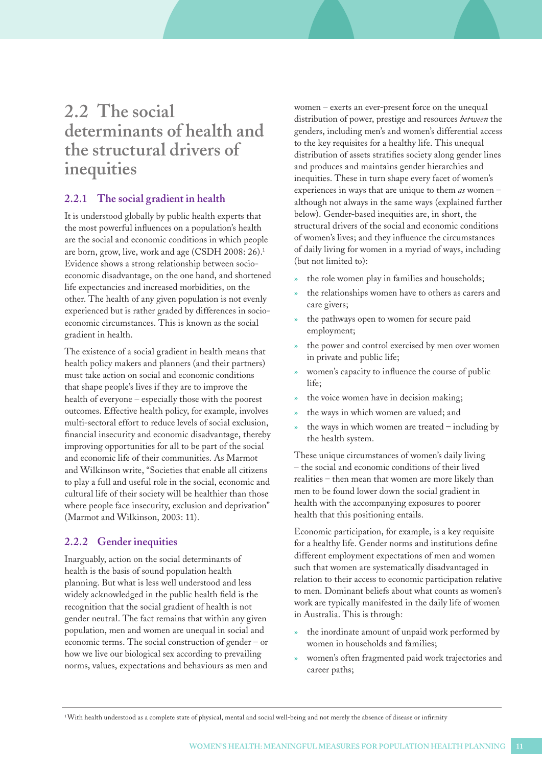## 2.2 The social determinants of health and the structural drivers of inequities

### 2.2.1 The social gradient in health

It is understood globally by public health experts that the most powerful influences on a population's health are the social and economic conditions in which people are born, grow, live, work and age (CSDH 2008: 26).[1] Evidence shows a strong relationship between socio-economic disadvantage, on the one hand, and shortened life expectancies and increased morbidities, on the other. The health of any given population is not evenly experienced but is rather graded by differences in socio-economic circumstances. This is known as the social gradient in health.

The existence of a social gradient in health means that health policy makers and planners (and their partners) must take action on social and economic conditions that shape people's lives if they are to improve the health of everyone – especially those with the poorest outcomes. Effective health policy, for example, involves multi-sectoral effort to reduce levels of social exclusion, financial insecurity and economic disadvantage, thereby improving opportunities for all to be part of the social and economic life of their communities. As Marmot and Wilkinson write, "Societies that enable all citizens to play a full and useful role in the social, economic and cultural life of their society will be healthier than those where people face insecurity, exclusion and deprivation" (Marmot and Wilkinson, 2003: 11).

### 2.2.2 Gender inequities

Inarguably, action on the social determinants of health is the basis of sound population health planning. But what is less well understood and less widely acknowledged in the public health field is the recognition that the social gradient of health is not gender neutral. The fact remains that within any given population, men and women are unequal in social and economic terms. The social construction of gender – or how we live our biological sex according to prevailing norms, values, expectations and behaviours as men and women – exerts an ever-present force on the unequal distribution of power, prestige and resources *between* the genders, including men's and women's differential access to the key requisites for a healthy life. This unequal distribution of assets stratifies society along gender lines and produces and maintains gender hierarchies and inequities. These in turn shape every facet of women's experiences in ways that are unique to them *as* women – although not always in the same ways (explained further below). Gender-based inequities are, in short, the structural drivers of the social and economic conditions of women's lives; and they influence the circumstances of daily living for women in a myriad of ways, including (but not limited to):

- the role women play in families and households;
- the relationships women have to others as carers and care givers;
- the pathways open to women for secure paid employment;
- the power and control exercised by men over women in private and public life;
- women's capacity to influence the course of public life;
- the voice women have in decision making;
- the ways in which women are valued; and
- the ways in which women are treated – including by the health system.

These unique circumstances of women's daily living – the social and economic conditions of their lived realities – then mean that women are more likely than men to be found lower down the social gradient in health with the accompanying exposures to poorer health that this positioning entails.

Economic participation, for example, is a key requisite for a healthy life. Gender norms and institutions define different employment expectations of men and women such that women are systematically disadvantaged in relation to their access to economic participation relative to men. Dominant beliefs about what counts as women's work are typically manifested in the daily life of women in Australia. This is through:

- the inordinate amount of unpaid work performed by women in households and families;
- women's often fragmented paid work trajectories and career paths;

[1] With health understood as a complete state of physical, mental and social well-being and not merely the absence of disease or infirmity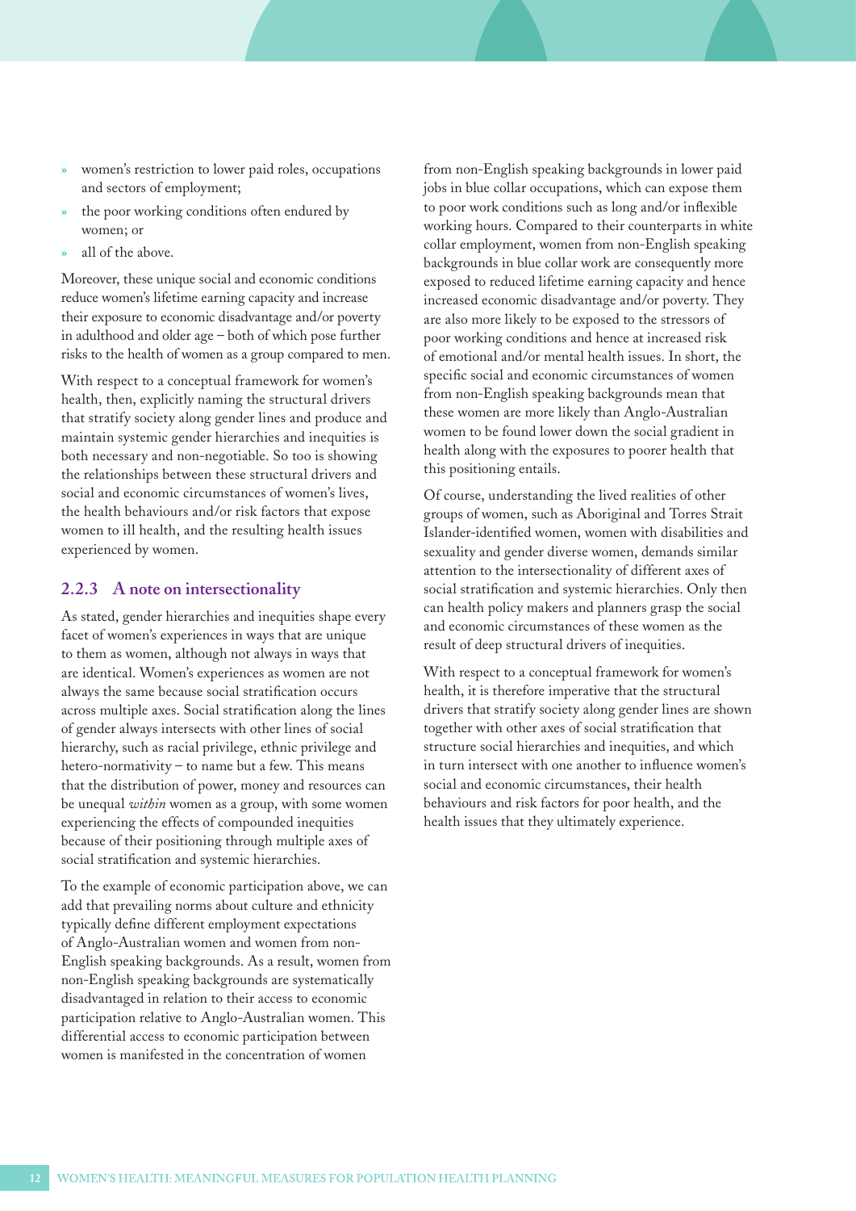- women's restriction to lower paid roles, occupations and sectors of employment;
- the poor working conditions often endured by women; or
- all of the above.

Moreover, these unique social and economic conditions reduce women's lifetime earning capacity and increase their exposure to economic disadvantage and/or poverty in adulthood and older age – both of which pose further risks to the health of women as a group compared to men.

With respect to a conceptual framework for women's health, then, explicitly naming the structural drivers that stratify society along gender lines and produce and maintain systemic gender hierarchies and inequities is both necessary and non-negotiable. So too is showing the relationships between these structural drivers and social and economic circumstances of women's lives, the health behaviours and/or risk factors that expose women to ill health, and the resulting health issues experienced by women.

### 2.2.3 A note on intersectionality

As stated, gender hierarchies and inequities shape every facet of women's experiences in ways that are unique to them as women, although not always in ways that are identical. Women's experiences as women are not always the same because social stratification occurs across multiple axes. Social stratification along the lines of gender always intersects with other lines of social hierarchy, such as racial privilege, ethnic privilege and hetero-normativity – to name but a few. This means that the distribution of power, money and resources can be unequal *within* women as a group, with some women experiencing the effects of compounded inequities because of their positioning through multiple axes of social stratification and systemic hierarchies.

To the example of economic participation above, we can add that prevailing norms about culture and ethnicity typically define different employment expectations of Anglo-Australian women and women from non-English speaking backgrounds. As a result, women from non-English speaking backgrounds are systematically disadvantaged in relation to their access to economic participation relative to Anglo-Australian women. This differential access to economic participation between women is manifested in the concentration of women from non-English speaking backgrounds in lower paid jobs in blue collar occupations, which can expose them to poor work conditions such as long and/or inflexible working hours. Compared to their counterparts in white collar employment, women from non-English speaking backgrounds in blue collar work are consequently more exposed to reduced lifetime earning capacity and hence increased economic disadvantage and/or poverty. They are also more likely to be exposed to the stressors of poor working conditions and hence at increased risk of emotional and/or mental health issues. In short, the specific social and economic circumstances of women from non-English speaking backgrounds mean that these women are more likely than Anglo-Australian women to be found lower down the social gradient in health along with the exposures to poorer health that this positioning entails.

Of course, understanding the lived realities of other groups of women, such as Aboriginal and Torres Strait Islander-identified women, women with disabilities and sexuality and gender diverse women, demands similar attention to the intersectionality of different axes of social stratification and systemic hierarchies. Only then can health policy makers and planners grasp the social and economic circumstances of these women as the result of deep structural drivers of inequities.

With respect to a conceptual framework for women's health, it is therefore imperative that the structural drivers that stratify society along gender lines are shown together with other axes of social stratification that structure social hierarchies and inequities, and which in turn intersect with one another to influence women's social and economic circumstances, their health behaviours and risk factors for poor health, and the health issues that they ultimately experience.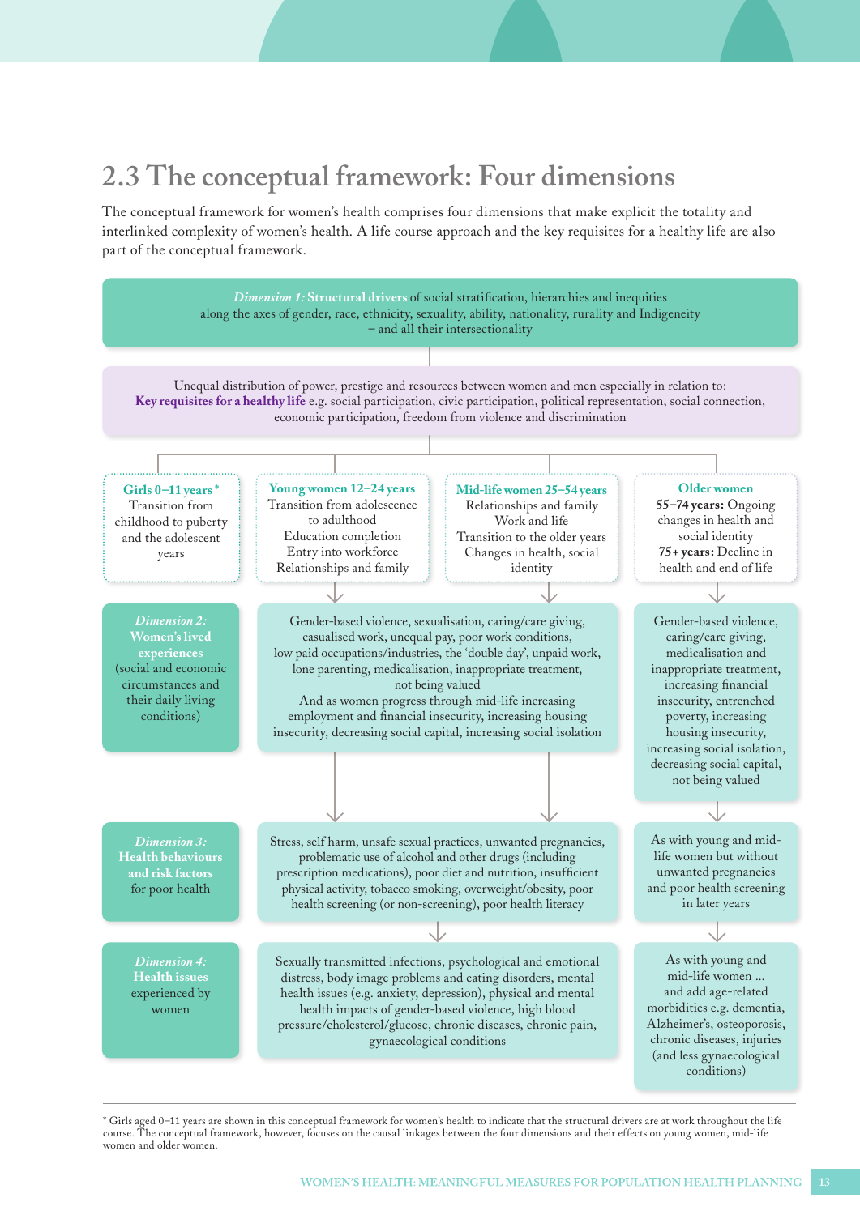## 2.3 The conceptual framework: Four dimensions

The conceptual framework for women's health comprises four dimensions that make explicit the totality and interlinked complexity of women's health. A life course approach and the key requisites for a healthy life are also part of the conceptual framework.

*Dimension 1:* **Structural drivers** of social stratification, hierarchies and inequities along the axes of gender, race, ethnicity, sexuality, ability, nationality, rurality and Indigeneity – and all their intersectionality

Unequal distribution of power, prestige and resources between women and men especially in relation to: **Key requisites for a healthy life** e.g. social participation, civic participation, political representation, social connection, economic participation, freedom from violence and discrimination

| | Girls 0–11 years * | Young women 12–24 years | Mid-life women 25–54 years | Older women |
|---|---|---|---|---|
| | Transition from childhood to puberty and the adolescent years | Transition from adolescence to adulthood; Education completion; Entry into workforce; Relationships and family | Relationships and family; Work and life; Transition to the older years; Changes in health, social identity | **55–74 years:** Ongoing changes in health and social identity; **75+ years:** Decline in health and end of life |
| *Dimension 2:* **Women's lived experiences** (social and economic circumstances and their daily living conditions) | | Gender-based violence, sexualisation, caring/care giving, casualised work, unequal pay, poor work conditions, low paid occupations/industries, the 'double day', unpaid work, lone parenting, medicalisation, inappropriate treatment, not being valued. And as women progress through mid-life increasing employment and financial insecurity, increasing housing insecurity, decreasing social capital, increasing social isolation | | Gender-based violence, caring/care giving, medicalisation and inappropriate treatment, increasing financial insecurity, entrenched poverty, increasing housing insecurity, increasing social isolation, decreasing social capital, not being valued |
| *Dimension 3:* **Health behaviours and risk factors** for poor health | | Stress, self harm, unsafe sexual practices, unwanted pregnancies, problematic use of alcohol and other drugs (including prescription medications), poor diet and nutrition, insufficient physical activity, tobacco smoking, overweight/obesity, poor health screening (or non-screening), poor health literacy | | As with young and mid-life women but without unwanted pregnancies and poor health screening in later years |
| *Dimension 4:* **Health issues** experienced by women | | Sexually transmitted infections, psychological and emotional distress, body image problems and eating disorders, mental health issues (e.g. anxiety, depression), physical and mental health impacts of gender-based violence, high blood pressure/cholesterol/glucose, chronic diseases, chronic pain, gynaecological conditions | | As with young and mid-life women ... and add age-related morbidities e.g. dementia, Alzheimer's, osteoporosis, chronic diseases, injuries (and less gynaecological conditions) |

\* Girls aged 0–11 years are shown in this conceptual framework for women's health to indicate that the structural drivers are at work throughout the life course. The conceptual framework, however, focuses on the causal linkages between the four dimensions and their effects on young women, mid-life women and older women.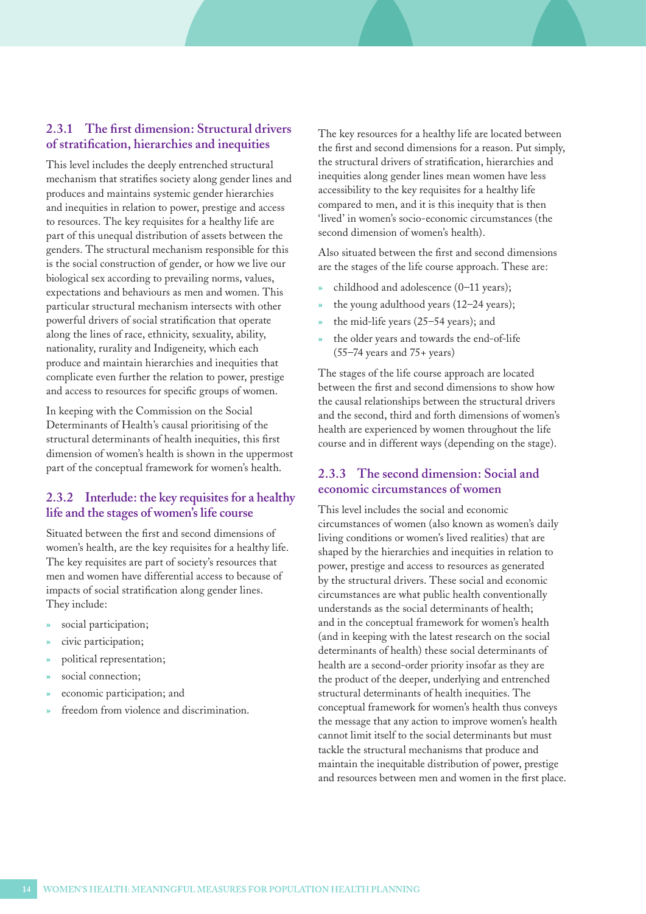### 2.3.1 The first dimension: Structural drivers of stratification, hierarchies and inequities

This level includes the deeply entrenched structural mechanism that stratifies society along gender lines and produces and maintains systemic gender hierarchies and inequities in relation to power, prestige and access to resources. The key requisites for a healthy life are part of this unequal distribution of assets between the genders. The structural mechanism responsible for this is the social construction of gender, or how we live our biological sex according to prevailing norms, values, expectations and behaviours as men and women. This particular structural mechanism intersects with other powerful drivers of social stratification that operate along the lines of race, ethnicity, sexuality, ability, nationality, rurality and Indigeneity, which each produce and maintain hierarchies and inequities that complicate even further the relation to power, prestige and access to resources for specific groups of women.

In keeping with the Commission on the Social Determinants of Health's causal prioritising of the structural determinants of health inequities, this first dimension of women's health is shown in the uppermost part of the conceptual framework for women's health.

### 2.3.2 Interlude: the key requisites for a healthy life and the stages of women's life course

Situated between the first and second dimensions of women's health, are the key requisites for a healthy life. The key requisites are part of society's resources that men and women have differential access to because of impacts of social stratification along gender lines. They include:

- social participation;
- civic participation;
- political representation;
- social connection;
- economic participation; and
- freedom from violence and discrimination.

The key resources for a healthy life are located between the first and second dimensions for a reason. Put simply, the structural drivers of stratification, hierarchies and inequities along gender lines mean women have less accessibility to the key requisites for a healthy life compared to men, and it is this inequity that is then 'lived' in women's socio-economic circumstances (the second dimension of women's health).

Also situated between the first and second dimensions are the stages of the life course approach. These are:

- childhood and adolescence (0–11 years);
- the young adulthood years (12–24 years);
- the mid-life years (25–54 years); and
- the older years and towards the end-of-life (55–74 years and 75+ years)

The stages of the life course approach are located between the first and second dimensions to show how the causal relationships between the structural drivers and the second, third and forth dimensions of women's health are experienced by women throughout the life course and in different ways (depending on the stage).

### 2.3.3 The second dimension: Social and economic circumstances of women

This level includes the social and economic circumstances of women (also known as women's daily living conditions or women's lived realities) that are shaped by the hierarchies and inequities in relation to power, prestige and access to resources as generated by the structural drivers. These social and economic circumstances are what public health conventionally understands as the social determinants of health; and in the conceptual framework for women's health (and in keeping with the latest research on the social determinants of health) these social determinants of health are a second-order priority insofar as they are the product of the deeper, underlying and entrenched structural determinants of health inequities. The conceptual framework for women's health thus conveys the message that any action to improve women's health cannot limit itself to the social determinants but must tackle the structural mechanisms that produce and maintain the inequitable distribution of power, prestige and resources between men and women in the first place.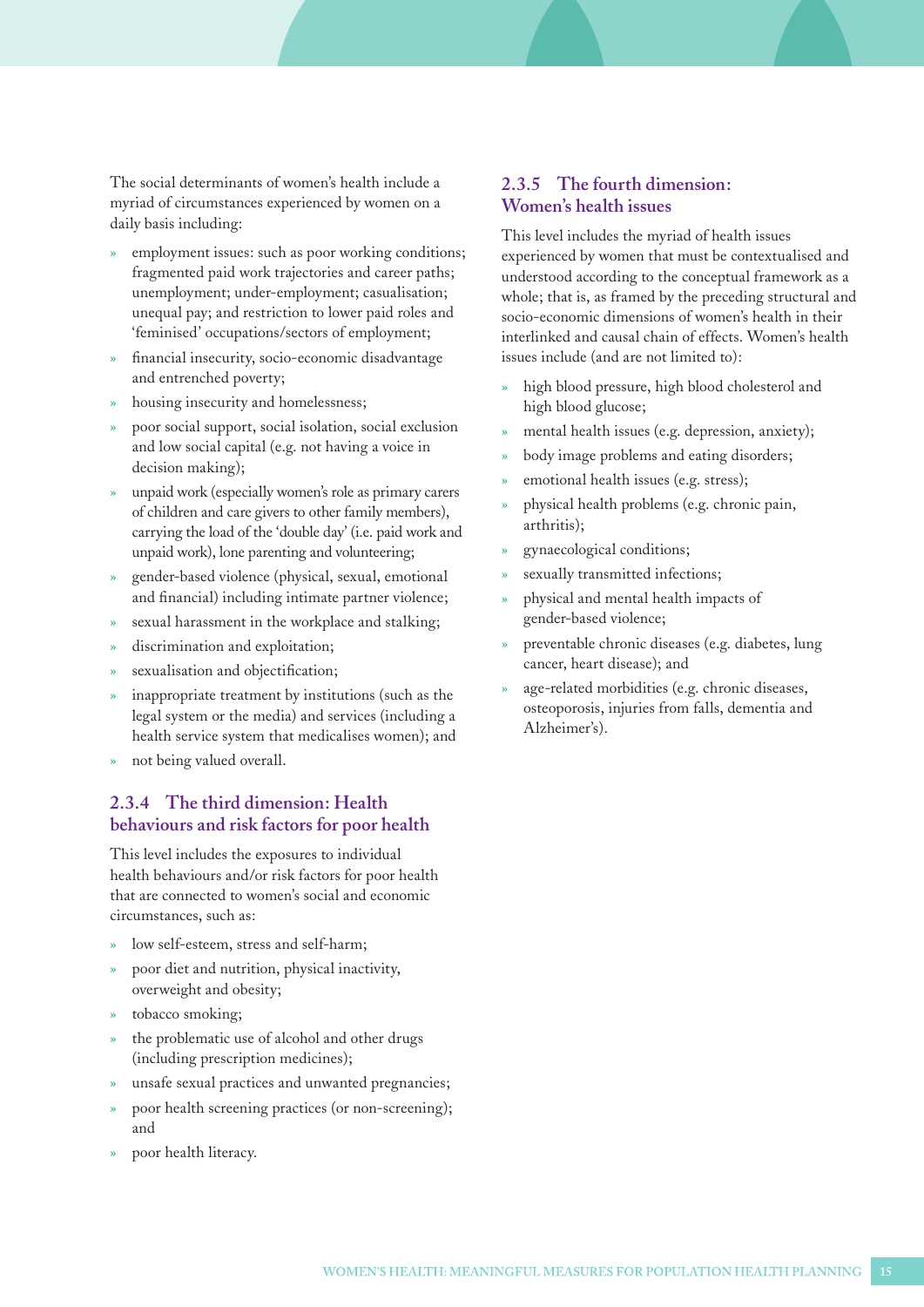The social determinants of women's health include a myriad of circumstances experienced by women on a daily basis including:

- employment issues: such as poor working conditions; fragmented paid work trajectories and career paths; unemployment; under-employment; casualisation; unequal pay; and restriction to lower paid roles and 'feminised' occupations/sectors of employment;
- financial insecurity, socio-economic disadvantage and entrenched poverty;
- housing insecurity and homelessness;
- poor social support, social isolation, social exclusion and low social capital (e.g. not having a voice in decision making);
- unpaid work (especially women's role as primary carers of children and care givers to other family members), carrying the load of the 'double day' (i.e. paid work and unpaid work), lone parenting and volunteering;
- gender-based violence (physical, sexual, emotional and financial) including intimate partner violence;
- sexual harassment in the workplace and stalking;
- discrimination and exploitation;
- sexualisation and objectification;
- inappropriate treatment by institutions (such as the legal system or the media) and services (including a health service system that medicalises women); and
- not being valued overall.

### 2.3.4 The third dimension: Health behaviours and risk factors for poor health

This level includes the exposures to individual health behaviours and/or risk factors for poor health that are connected to women's social and economic circumstances, such as:

- low self-esteem, stress and self-harm;
- poor diet and nutrition, physical inactivity, overweight and obesity;
- tobacco smoking;
- the problematic use of alcohol and other drugs (including prescription medicines);
- unsafe sexual practices and unwanted pregnancies;
- poor health screening practices (or non-screening); and
- poor health literacy.

### 2.3.5 The fourth dimension: Women's health issues

This level includes the myriad of health issues experienced by women that must be contextualised and understood according to the conceptual framework as a whole; that is, as framed by the preceding structural and socio-economic dimensions of women's health in their interlinked and causal chain of effects. Women's health issues include (and are not limited to):

- high blood pressure, high blood cholesterol and high blood glucose;
- mental health issues (e.g. depression, anxiety);
- body image problems and eating disorders;
- emotional health issues (e.g. stress);
- physical health problems (e.g. chronic pain, arthritis);
- gynaecological conditions;
- sexually transmitted infections;
- physical and mental health impacts of gender-based violence;
- preventable chronic diseases (e.g. diabetes, lung cancer, heart disease); and
- age-related morbidities (e.g. chronic diseases, osteoporosis, injuries from falls, dementia and Alzheimer's).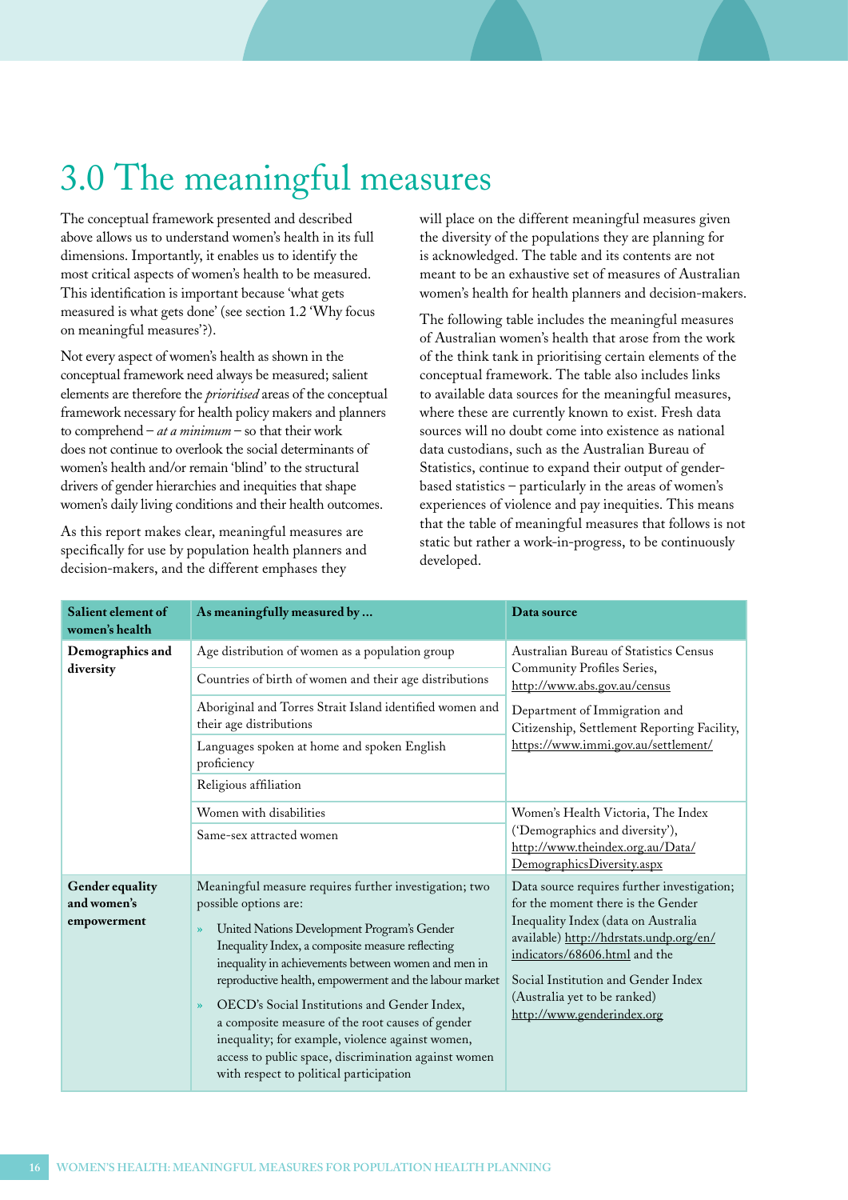# 3.0 The meaningful measures

The conceptual framework presented and described above allows us to understand women's health in its full dimensions. Importantly, it enables us to identify the most critical aspects of women's health to be measured. This identification is important because 'what gets measured is what gets done' (see section 1.2 'Why focus on meaningful measures'?).

Not every aspect of women's health as shown in the conceptual framework need always be measured; salient elements are therefore the *prioritised* areas of the conceptual framework necessary for health policy makers and planners to comprehend – *at a minimum* – so that their work does not continue to overlook the social determinants of women's health and/or remain 'blind' to the structural drivers of gender hierarchies and inequities that shape women's daily living conditions and their health outcomes.

As this report makes clear, meaningful measures are specifically for use by population health planners and decision-makers, and the different emphases they will place on the different meaningful measures given the diversity of the populations they are planning for is acknowledged. The table and its contents are not meant to be an exhaustive set of measures of Australian women's health for health planners and decision-makers.

The following table includes the meaningful measures of Australian women's health that arose from the work of the think tank in prioritising certain elements of the conceptual framework. The table also includes links to available data sources for the meaningful measures, where these are currently known to exist. Fresh data sources will no doubt come into existence as national data custodians, such as the Australian Bureau of Statistics, continue to expand their output of gender-based statistics – particularly in the areas of women's experiences of violence and pay inequities. This means that the table of meaningful measures that follows is not static but rather a work-in-progress, to be continuously developed.

| Salient element of women's health | As meaningfully measured by ... | Data source |
|---|---|---|
| **Demographics and diversity** | Age distribution of women as a population group | Australian Bureau of Statistics Census Community Profiles Series, http://www.abs.gov.au/census<br><br>Department of Immigration and Citizenship, Settlement Reporting Facility, https://www.immi.gov.au/settlement/ |
| | Countries of birth of women and their age distributions | |
| | Aboriginal and Torres Strait Island identified women and their age distributions | |
| | Languages spoken at home and spoken English proficiency | |
| | Religious affiliation | |
| | Women with disabilities | Women's Health Victoria, The Index ('Demographics and diversity'), http://www.theindex.org.au/Data/DemographicsDiversity.aspx |
| | Same-sex attracted women | |
| **Gender equality and women's empowerment** | Meaningful measure requires further investigation; two possible options are:<br>» United Nations Development Program's Gender Inequality Index, a composite measure reflecting inequality in achievements between women and men in reproductive health, empowerment and the labour market<br>» OECD's Social Institutions and Gender Index, a composite measure of the root causes of gender inequality; for example, violence against women, access to public space, discrimination against women with respect to political participation | Data source requires further investigation; for the moment there is the Gender Inequality Index (data on Australia available) http://hdrstats.undp.org/en/indicators/68606.html and the<br><br>Social Institution and Gender Index (Australia yet to be ranked) http://www.genderindex.org |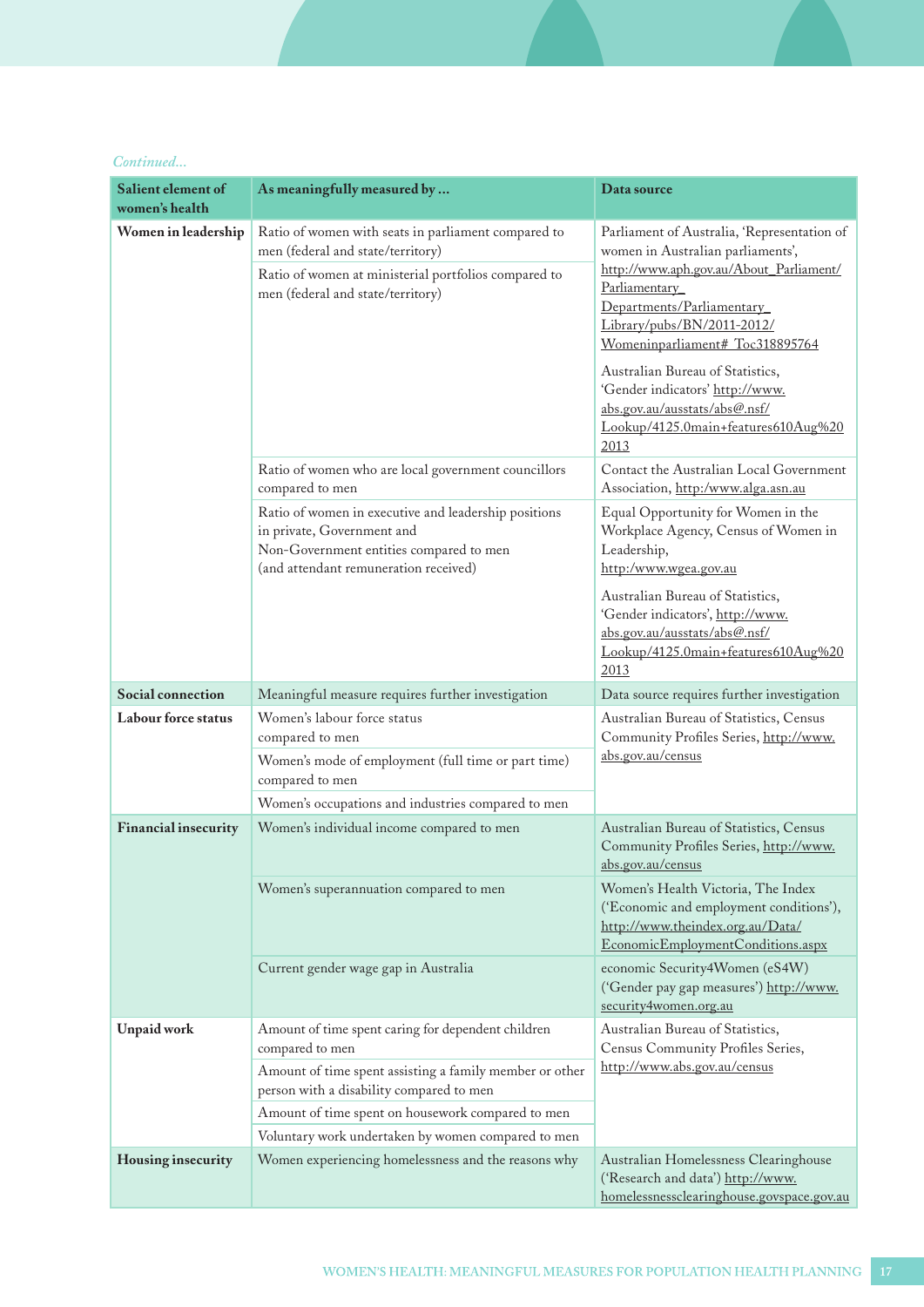*Continued...*

| Salient element of women's health | As meaningfully measured by ... | Data source |
|---|---|---|
| **Women in leadership** | Ratio of women with seats in parliament compared to men (federal and state/territory) | Parliament of Australia, 'Representation of women in Australian parliaments', http://www.aph.gov.au/About_Parliament/Parliamentary_Departments/Parliamentary_Library/pubs/BN/2011-2012/Womeninparliament#_Toc318895764 |
| | Ratio of women at ministerial portfolios compared to men (federal and state/territory) | Australian Bureau of Statistics, 'Gender indicators' http://www.abs.gov.au/ausstats/abs@.nsf/Lookup/4125.0main+features610Aug%202013 |
| | Ratio of women who are local government councillors compared to men | Contact the Australian Local Government Association, http:/www.alga.asn.au |
| | Ratio of women in executive and leadership positions in private, Government and Non-Government entities compared to men (and attendant remuneration received) | Equal Opportunity for Women in the Workplace Agency, Census of Women in Leadership, http:/www.wgea.gov.au<br><br>Australian Bureau of Statistics, 'Gender indicators', http://www.abs.gov.au/ausstats/abs@.nsf/Lookup/4125.0main+features610Aug%202013 |
| **Social connection** | Meaningful measure requires further investigation | Data source requires further investigation |
| **Labour force status** | Women's labour force status compared to men | Australian Bureau of Statistics, Census Community Profiles Series, http://www.abs.gov.au/census |
| | Women's mode of employment (full time or part time) compared to men | |
| | Women's occupations and industries compared to men | |
| **Financial insecurity** | Women's individual income compared to men | Australian Bureau of Statistics, Census Community Profiles Series, http://www.abs.gov.au/census |
| | Women's superannuation compared to men | Women's Health Victoria, The Index ('Economic and employment conditions'), http://www.theindex.org.au/Data/EconomicEmploymentConditions.aspx |
| | Current gender wage gap in Australia | economic Security4Women (eS4W) ('Gender pay gap measures') http://www.security4women.org.au |
| **Unpaid work** | Amount of time spent caring for dependent children compared to men | Australian Bureau of Statistics, Census Community Profiles Series, http://www.abs.gov.au/census |
| | Amount of time spent assisting a family member or other person with a disability compared to men | |
| | Amount of time spent on housework compared to men | |
| | Voluntary work undertaken by women compared to men | |
| **Housing insecurity** | Women experiencing homelessness and the reasons why | Australian Homelessness Clearinghouse ('Research and data') http://www.homelessnessclearinghouse.govspace.gov.au |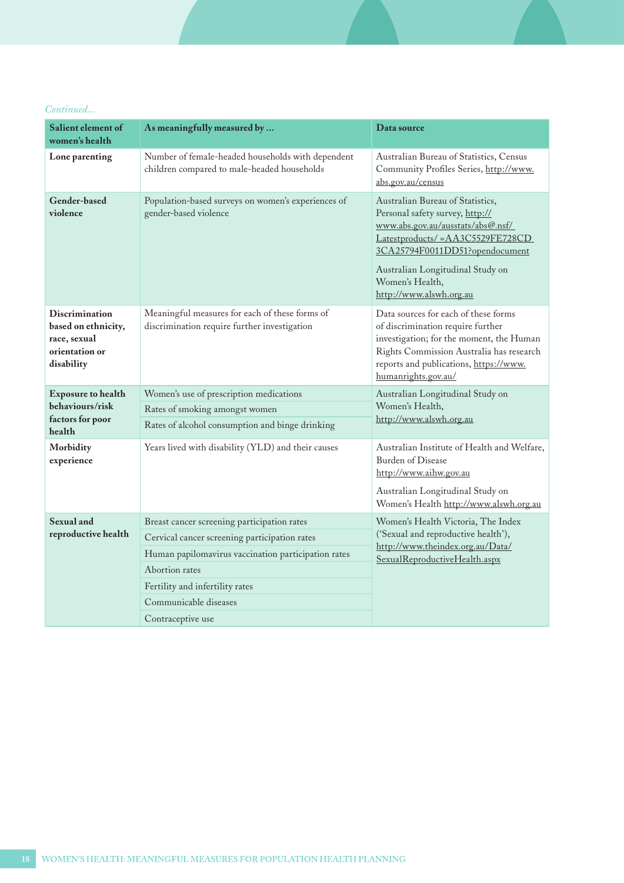*Continued...*

| Salient element of women's health | As meaningfully measured by ... | Data source |
|---|---|---|
| **Lone parenting** | Number of female-headed households with dependent children compared to male-headed households | Australian Bureau of Statistics, Census Community Profiles Series, http://www.abs.gov.au/census |
| **Gender-based violence** | Population-based surveys on women's experiences of gender-based violence | Australian Bureau of Statistics, Personal safety survey, http://www.abs.gov.au/ausstats/abs@.nsf/Latestproducts/ =AA3C5529FE728CD3CA25794F0011DD51?opendocument<br><br>Australian Longitudinal Study on Women's Health, http://www.alswh.org.au |
| **Discrimination based on ethnicity, race, sexual orientation or disability** | Meaningful measures for each of these forms of discrimination require further investigation | Data sources for each of these forms of discrimination require further investigation; for the moment, the Human Rights Commission Australia has research reports and publications, https://www.humanrights.gov.au/ |
| **Exposure to health behaviours/risk factors for poor health** | Women's use of prescription medications | Australian Longitudinal Study on Women's Health, http://www.alswh.org.au |
| | Rates of smoking amongst women | |
| | Rates of alcohol consumption and binge drinking | |
| **Morbidity experience** | Years lived with disability (YLD) and their causes | Australian Institute of Health and Welfare, Burden of Disease http://www.aihw.gov.au<br><br>Australian Longitudinal Study on Women's Health http://www.alswh.org.au |
| **Sexual and reproductive health** | Breast cancer screening participation rates | Women's Health Victoria, The Index ('Sexual and reproductive health'), http://www.theindex.org.au/Data/SexualReproductiveHealth.aspx |
| | Cervical cancer screening participation rates | |
| | Human papilomavirus vaccination participation rates | |
| | Abortion rates | |
| | Fertility and infertility rates | |
| | Communicable diseases | |
| | Contraceptive use | |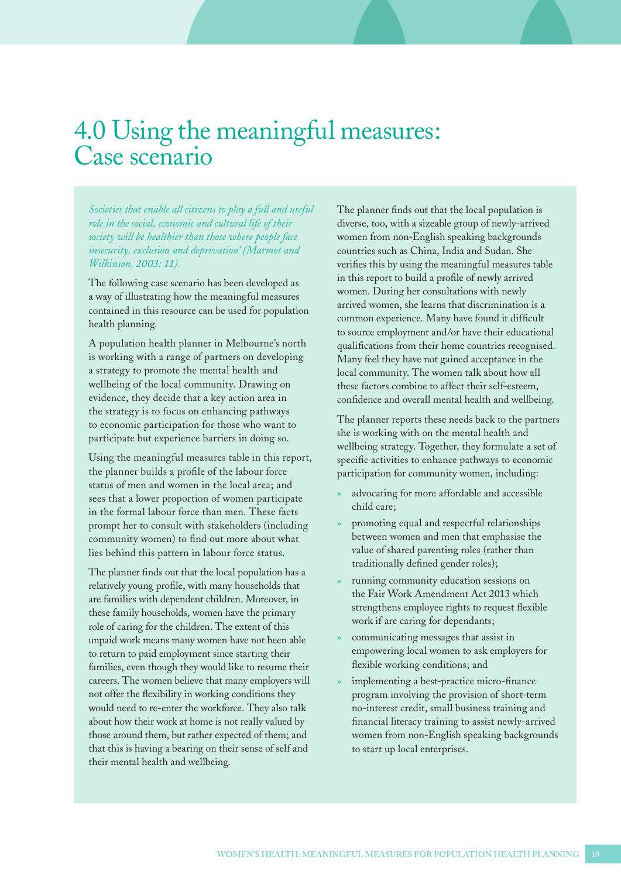# 4.0 Using the meaningful measures: Case scenario

*Societies that enable all citizens to play a full and useful role in the social, economic and cultural life of their society will be healthier than those where people face insecurity, exclusion and deprivation' (Marmot and Wilkinson, 2003: 11).*

The following case scenario has been developed as a way of illustrating how the meaningful measures contained in this resource can be used for population health planning.

A population health planner in Melbourne's north is working with a range of partners on developing a strategy to promote the mental health and wellbeing of the local community. Drawing on evidence, they decide that a key action area in the strategy is to focus on enhancing pathways to economic participation for those who want to participate but experience barriers in doing so.

Using the meaningful measures table in this report, the planner builds a profile of the labour force status of men and women in the local area; and sees that a lower proportion of women participate in the formal labour force than men. These facts prompt her to consult with stakeholders (including community women) to find out more about what lies behind this pattern in labour force status.

The planner finds out that the local population has a relatively young profile, with many households that are families with dependent children. Moreover, in these family households, women have the primary role of caring for the children. The extent of this unpaid work means many women have not been able to return to paid employment since starting their families, even though they would like to resume their careers. The women believe that many employers will not offer the flexibility in working conditions they would need to re-enter the workforce. They also talk about how their work at home is not really valued by those around them, but rather expected of them; and that this is having a bearing on their sense of self and their mental health and wellbeing.

The planner finds out that the local population is diverse, too, with a sizeable group of newly-arrived women from non-English speaking backgrounds countries such as China, India and Sudan. She verifies this by using the meaningful measures table in this report to build a profile of newly arrived women. During her consultations with newly arrived women, she learns that discrimination is a common experience. Many have found it difficult to source employment and/or have their educational qualifications from their home countries recognised. Many feel they have not gained acceptance in the local community. The women talk about how all these factors combine to affect their self-esteem, confidence and overall mental health and wellbeing.

The planner reports these needs back to the partners she is working with on the mental health and wellbeing strategy. Together, they formulate a set of specific activities to enhance pathways to economic participation for community women, including:

- advocating for more affordable and accessible child care;
- promoting equal and respectful relationships between women and men that emphasise the value of shared parenting roles (rather than traditionally defined gender roles);
- running community education sessions on the Fair Work Amendment Act 2013 which strengthens employee rights to request flexible work if are caring for dependants;
- communicating messages that assist in empowering local women to ask employers for flexible working conditions; and
- implementing a best-practice micro-finance program involving the provision of short-term no-interest credit, small business training and financial literacy training to assist newly-arrived women from non-English speaking backgrounds to start up local enterprises.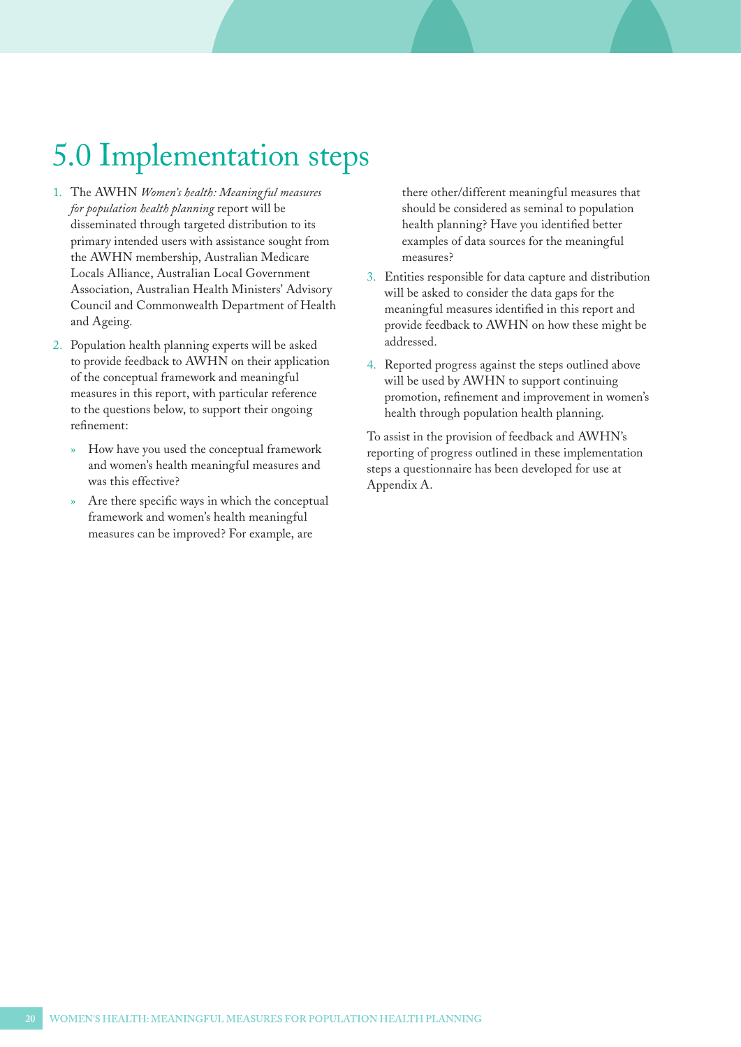# 5.0 Implementation steps

1. The AWHN *Women's health: Meaningful measures for population health planning* report will be disseminated through targeted distribution to its primary intended users with assistance sought from the AWHN membership, Australian Medicare Locals Alliance, Australian Local Government Association, Australian Health Ministers' Advisory Council and Commonwealth Department of Health and Ageing.

2. Population health planning experts will be asked to provide feedback to AWHN on their application of the conceptual framework and meaningful measures in this report, with particular reference to the questions below, to support their ongoing refinement:

   » How have you used the conceptual framework and women's health meaningful measures and was this effective?

   » Are there specific ways in which the conceptual framework and women's health meaningful measures can be improved? For example, are there other/different meaningful measures that should be considered as seminal to population health planning? Have you identified better examples of data sources for the meaningful measures?

3. Entities responsible for data capture and distribution will be asked to consider the data gaps for the meaningful measures identified in this report and provide feedback to AWHN on how these might be addressed.

4. Reported progress against the steps outlined above will be used by AWHN to support continuing promotion, refinement and improvement in women's health through population health planning.

To assist in the provision of feedback and AWHN's reporting of progress outlined in these implementation steps a questionnaire has been developed for use at Appendix A.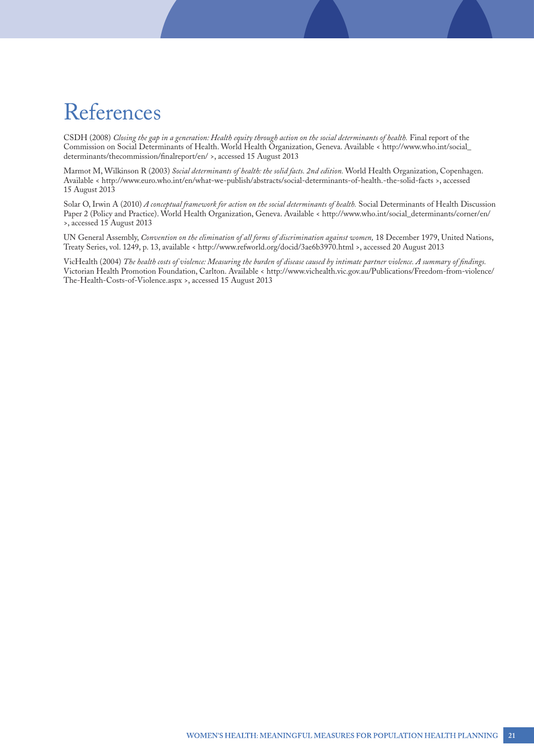# References

CSDH (2008) *Closing the gap in a generation: Health equity through action on the social determinants of health.* Final report of the Commission on Social Determinants of Health. World Health Organization, Geneva. Available < http://www.who.int/social_determinants/thecommission/finalreport/en/ >, accessed 15 August 2013

Marmot M, Wilkinson R (2003) *Social determinants of health: the solid facts. 2nd edition.* World Health Organization, Copenhagen. Available < http://www.euro.who.int/en/what-we-publish/abstracts/social-determinants-of-health.-the-solid-facts >, accessed 15 August 2013

Solar O, Irwin A (2010) *A conceptual framework for action on the social determinants of health.* Social Determinants of Health Discussion Paper 2 (Policy and Practice). World Health Organization, Geneva. Available < http://www.who.int/social_determinants/corner/en/ >, accessed 15 August 2013

UN General Assembly, *Convention on the elimination of all forms of discrimination against women,* 18 December 1979, United Nations, Treaty Series, vol. 1249, p. 13, available < http://www.refworld.org/docid/3ae6b3970.html >, accessed 20 August 2013

VicHealth (2004) *The health costs of violence: Measuring the burden of disease caused by intimate partner violence. A summary of findings.* Victorian Health Promotion Foundation, Carlton. Available < http://www.vichealth.vic.gov.au/Publications/Freedom-from-violence/The-Health-Costs-of-Violence.aspx >, accessed 15 August 2013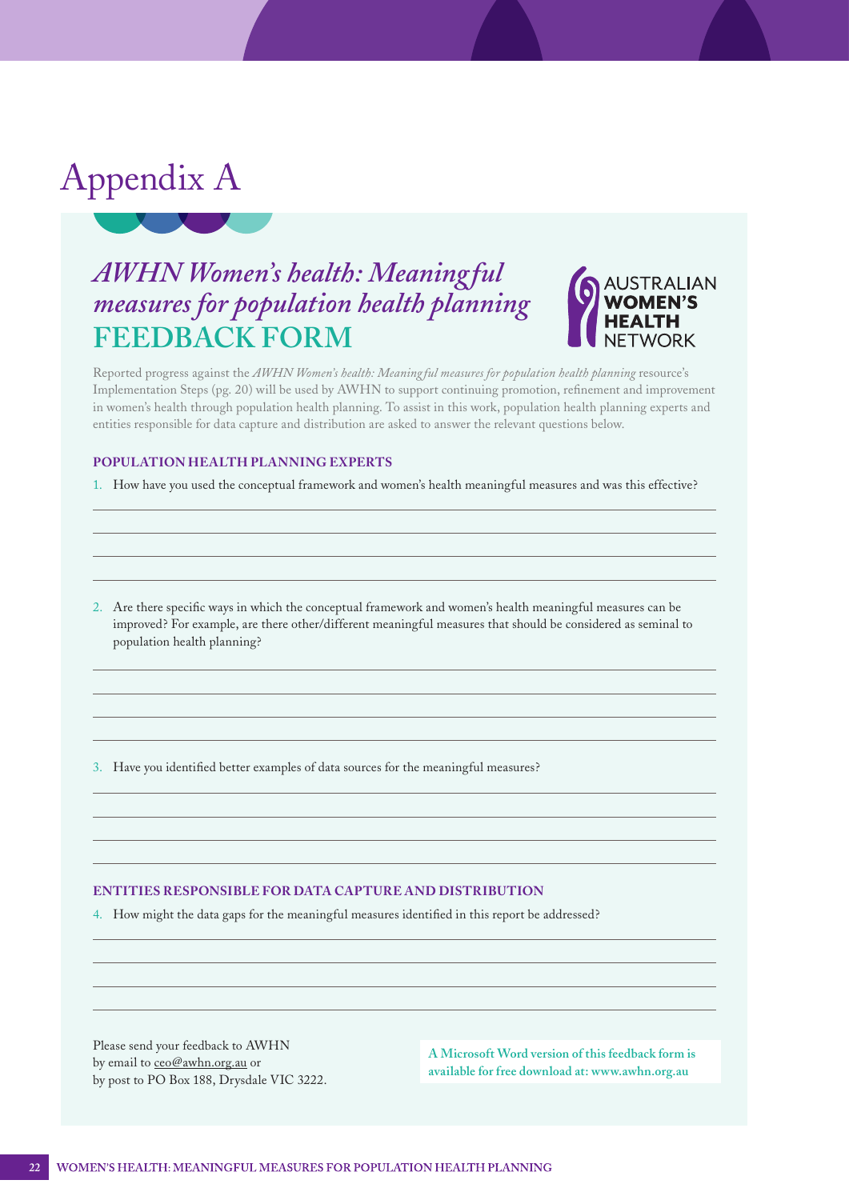# Appendix A

## *AWHN Women's health: Meaningful measures for population health planning* FEEDBACK FORM

AUSTRALIAN WOMEN'S HEALTH NETWORK

Reported progress against the *AWHN Women's health: Meaningful measures for population health planning* resource's Implementation Steps (pg. 20) will be used by AWHN to support continuing promotion, refinement and improvement in women's health through population health planning. To assist in this work, population health planning experts and entities responsible for data capture and distribution are asked to answer the relevant questions below.

### POPULATION HEALTH PLANNING EXPERTS

1. How have you used the conceptual framework and women's health meaningful measures and was this effective?

2. Are there specific ways in which the conceptual framework and women's health meaningful measures can be improved? For example, are there other/different meaningful measures that should be considered as seminal to population health planning?

3. Have you identified better examples of data sources for the meaningful measures?

### ENTITIES RESPONSIBLE FOR DATA CAPTURE AND DISTRIBUTION

4. How might the data gaps for the meaningful measures identified in this report be addressed?

Please send your feedback to AWHN
by email to ceo@awhn.org.au or
by post to PO Box 188, Drysdale VIC 3222.

**A Microsoft Word version of this feedback form is available for free download at: www.awhn.org.au**